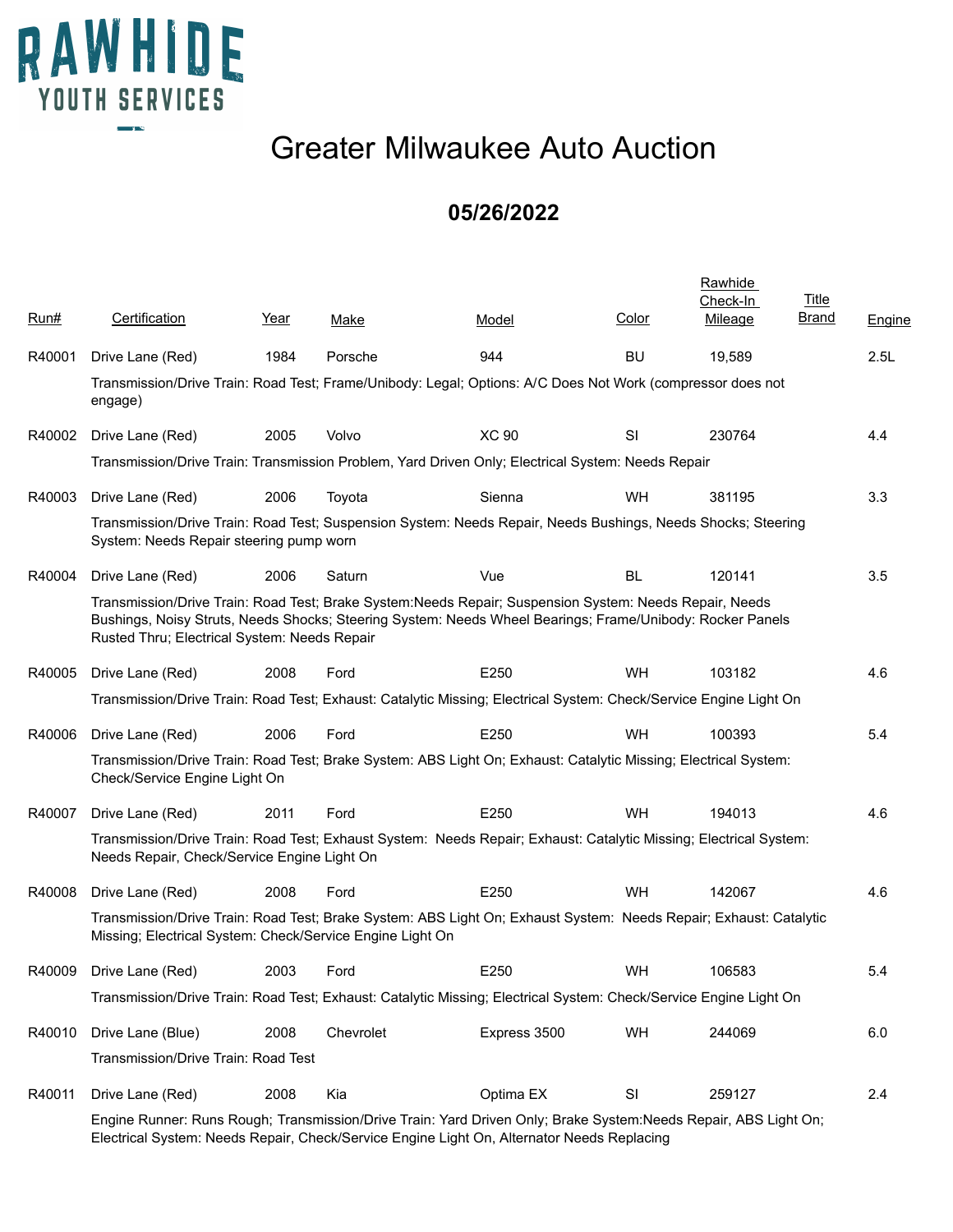RAWHIDE YOUTH SERVICES

# Greater Milwaukee Auto Auction

## 05/26/2022

| Run# | Certification | Year | Make | Model | Color | Rawhide Check-In Mileage | Title Brand | Engine |
|---|---|---|---|---|---|---|---|---|
| R40001 | Drive Lane (Red) | 1984 | Porsche | 944 | BU | 19,589 | | 2.5L |
| | Transmission/Drive Train: Road Test; Frame/Unibody: Legal; Options: A/C Does Not Work (compressor does not engage) | | | | | | | |
| R40002 | Drive Lane (Red) | 2005 | Volvo | XC 90 | SI | 230764 | | 4.4 |
| | Transmission/Drive Train: Transmission Problem, Yard Driven Only; Electrical System: Needs Repair | | | | | | | |
| R40003 | Drive Lane (Red) | 2006 | Toyota | Sienna | WH | 381195 | | 3.3 |
| | Transmission/Drive Train: Road Test; Suspension System: Needs Repair, Needs Bushings, Needs Shocks; Steering System: Needs Repair steering pump worn | | | | | | | |
| R40004 | Drive Lane (Red) | 2006 | Saturn | Vue | BL | 120141 | | 3.5 |
| | Transmission/Drive Train: Road Test; Brake System:Needs Repair; Suspension System: Needs Repair, Needs Bushings, Noisy Struts, Needs Shocks; Steering System: Needs Wheel Bearings; Frame/Unibody: Rocker Panels Rusted Thru; Electrical System: Needs Repair | | | | | | | |
| R40005 | Drive Lane (Red) | 2008 | Ford | E250 | WH | 103182 | | 4.6 |
| | Transmission/Drive Train: Road Test; Exhaust: Catalytic Missing; Electrical System: Check/Service Engine Light On | | | | | | | |
| R40006 | Drive Lane (Red) | 2006 | Ford | E250 | WH | 100393 | | 5.4 |
| | Transmission/Drive Train: Road Test; Brake System: ABS Light On; Exhaust: Catalytic Missing; Electrical System: Check/Service Engine Light On | | | | | | | |
| R40007 | Drive Lane (Red) | 2011 | Ford | E250 | WH | 194013 | | 4.6 |
| | Transmission/Drive Train: Road Test; Exhaust System: Needs Repair; Exhaust: Catalytic Missing; Electrical System: Needs Repair, Check/Service Engine Light On | | | | | | | |
| R40008 | Drive Lane (Red) | 2008 | Ford | E250 | WH | 142067 | | 4.6 |
| | Transmission/Drive Train: Road Test; Brake System: ABS Light On; Exhaust System: Needs Repair; Exhaust: Catalytic Missing; Electrical System: Check/Service Engine Light On | | | | | | | |
| R40009 | Drive Lane (Red) | 2003 | Ford | E250 | WH | 106583 | | 5.4 |
| | Transmission/Drive Train: Road Test; Exhaust: Catalytic Missing; Electrical System: Check/Service Engine Light On | | | | | | | |
| R40010 | Drive Lane (Blue) | 2008 | Chevrolet | Express 3500 | WH | 244069 | | 6.0 |
| | Transmission/Drive Train: Road Test | | | | | | | |
| R40011 | Drive Lane (Red) | 2008 | Kia | Optima EX | SI | 259127 | | 2.4 |
| | Engine Runner: Runs Rough; Transmission/Drive Train: Yard Driven Only; Brake System:Needs Repair, ABS Light On; Electrical System: Needs Repair, Check/Service Engine Light On, Alternator Needs Replacing | | | | | | | |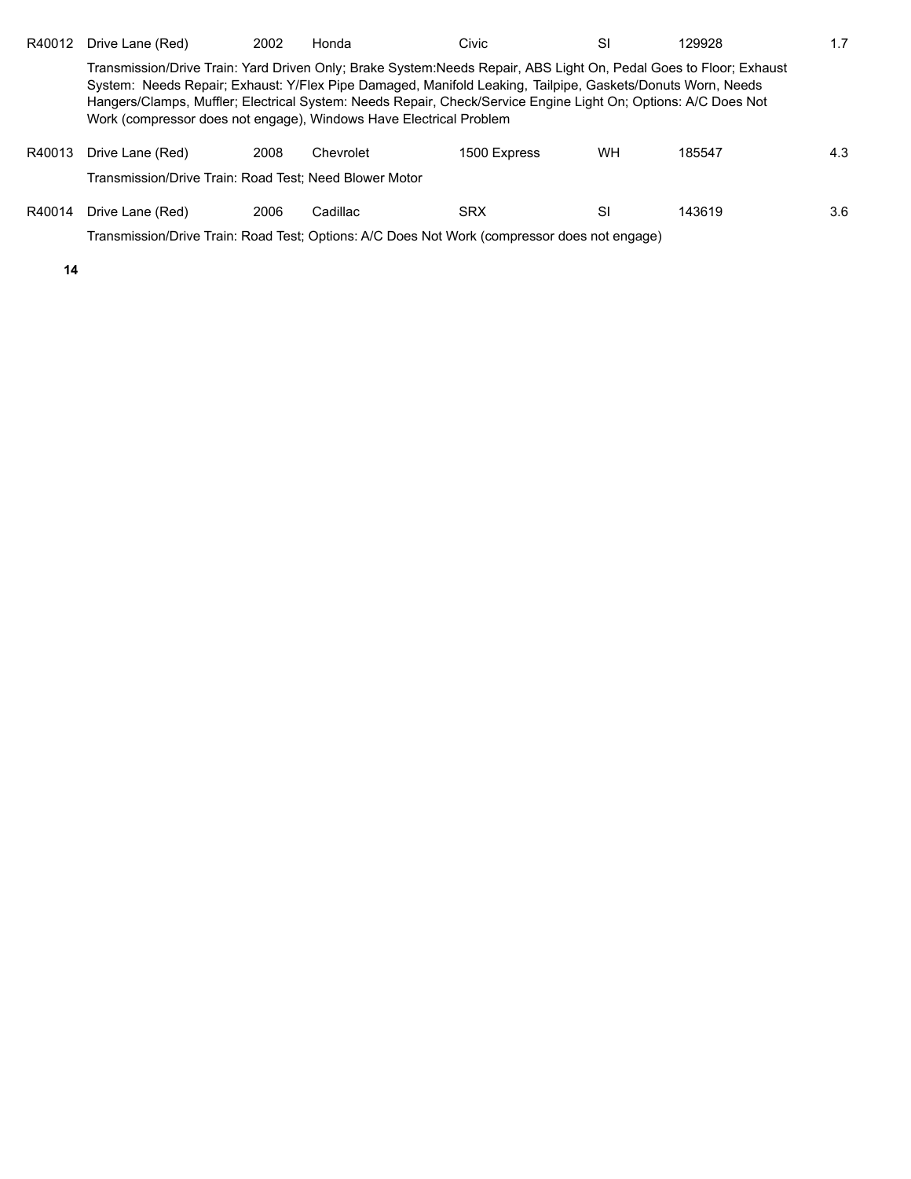| | | | | | | | |
|---|---|---|---|---|---|---|---|
| R40012 | Drive Lane (Red) | 2002 | Honda | Civic | SI | 129928 | 1.7 |

Transmission/Drive Train: Yard Driven Only; Brake System:Needs Repair, ABS Light On, Pedal Goes to Floor; Exhaust System: Needs Repair; Exhaust: Y/Flex Pipe Damaged, Manifold Leaking, Tailpipe, Gaskets/Donuts Worn, Needs Hangers/Clamps, Muffler; Electrical System: Needs Repair, Check/Service Engine Light On; Options: A/C Does Not Work (compressor does not engage), Windows Have Electrical Problem

| | | | | | | | |
|---|---|---|---|---|---|---|---|
| R40013 | Drive Lane (Red) | 2008 | Chevrolet | 1500 Express | WH | 185547 | 4.3 |

Transmission/Drive Train: Road Test; Need Blower Motor

| | | | | | | | |
|---|---|---|---|---|---|---|---|
| R40014 | Drive Lane (Red) | 2006 | Cadillac | SRX | SI | 143619 | 3.6 |

Transmission/Drive Train: Road Test; Options: A/C Does Not Work (compressor does not engage)

**14**